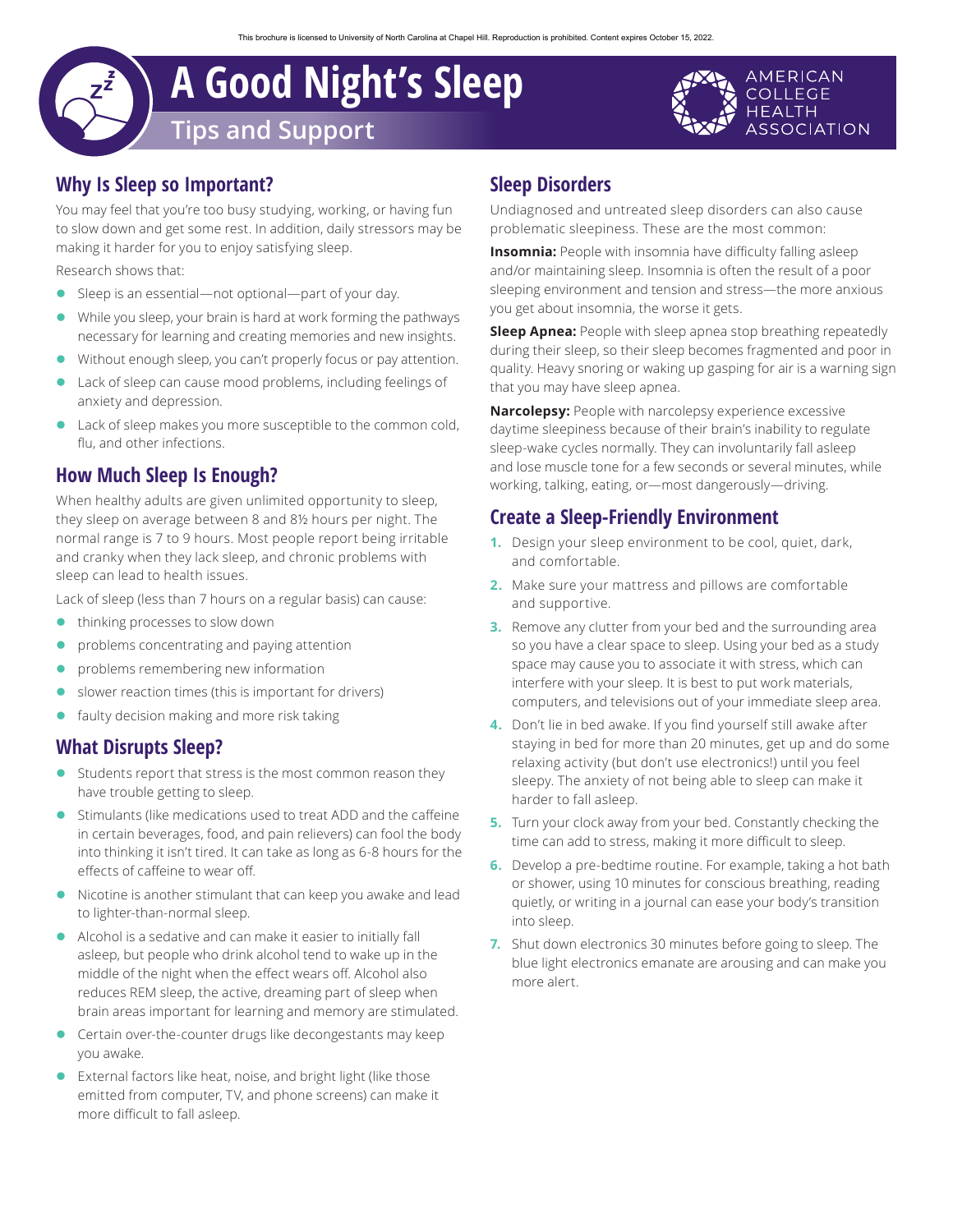This brochure is licensed to University of North Carolina at Chapel Hill. Reproduction is prohibited. Content expires October 15, 2022.

# A Good Night's Sleep

## Tips and Support

AMERICAN COLLEGE HEALTH ASSOCIATION

## Why Is Sleep so Important?

You may feel that you're too busy studying, working, or having fun to slow down and get some rest. In addition, daily stressors may be making it harder for you to enjoy satisfying sleep.

Research shows that:

- Sleep is an essential—not optional—part of your day.
- While you sleep, your brain is hard at work forming the pathways necessary for learning and creating memories and new insights.
- Without enough sleep, you can't properly focus or pay attention.
- Lack of sleep can cause mood problems, including feelings of anxiety and depression.
- Lack of sleep makes you more susceptible to the common cold, flu, and other infections.

## How Much Sleep Is Enough?

When healthy adults are given unlimited opportunity to sleep, they sleep on average between 8 and 8½ hours per night. The normal range is 7 to 9 hours. Most people report being irritable and cranky when they lack sleep, and chronic problems with sleep can lead to health issues.

Lack of sleep (less than 7 hours on a regular basis) can cause:

- thinking processes to slow down
- problems concentrating and paying attention
- problems remembering new information
- slower reaction times (this is important for drivers)
- faulty decision making and more risk taking

## What Disrupts Sleep?

- Students report that stress is the most common reason they have trouble getting to sleep.
- Stimulants (like medications used to treat ADD and the caffeine in certain beverages, food, and pain relievers) can fool the body into thinking it isn't tired. It can take as long as 6-8 hours for the effects of caffeine to wear off.
- Nicotine is another stimulant that can keep you awake and lead to lighter-than-normal sleep.
- Alcohol is a sedative and can make it easier to initially fall asleep, but people who drink alcohol tend to wake up in the middle of the night when the effect wears off. Alcohol also reduces REM sleep, the active, dreaming part of sleep when brain areas important for learning and memory are stimulated.
- Certain over-the-counter drugs like decongestants may keep you awake.
- External factors like heat, noise, and bright light (like those emitted from computer, TV, and phone screens) can make it more difficult to fall asleep.

## Sleep Disorders

Undiagnosed and untreated sleep disorders can also cause problematic sleepiness. These are the most common:

**Insomnia:** People with insomnia have difficulty falling asleep and/or maintaining sleep. Insomnia is often the result of a poor sleeping environment and tension and stress—the more anxious you get about insomnia, the worse it gets.

**Sleep Apnea:** People with sleep apnea stop breathing repeatedly during their sleep, so their sleep becomes fragmented and poor in quality. Heavy snoring or waking up gasping for air is a warning sign that you may have sleep apnea.

**Narcolepsy:** People with narcolepsy experience excessive daytime sleepiness because of their brain's inability to regulate sleep-wake cycles normally. They can involuntarily fall asleep and lose muscle tone for a few seconds or several minutes, while working, talking, eating, or—most dangerously—driving.

## Create a Sleep-Friendly Environment

1. Design your sleep environment to be cool, quiet, dark, and comfortable.
2. Make sure your mattress and pillows are comfortable and supportive.
3. Remove any clutter from your bed and the surrounding area so you have a clear space to sleep. Using your bed as a study space may cause you to associate it with stress, which can interfere with your sleep. It is best to put work materials, computers, and televisions out of your immediate sleep area.
4. Don't lie in bed awake. If you find yourself still awake after staying in bed for more than 20 minutes, get up and do some relaxing activity (but don't use electronics!) until you feel sleepy. The anxiety of not being able to sleep can make it harder to fall asleep.
5. Turn your clock away from your bed. Constantly checking the time can add to stress, making it more difficult to sleep.
6. Develop a pre-bedtime routine. For example, taking a hot bath or shower, using 10 minutes for conscious breathing, reading quietly, or writing in a journal can ease your body's transition into sleep.
7. Shut down electronics 30 minutes before going to sleep. The blue light electronics emanate are arousing and can make you more alert.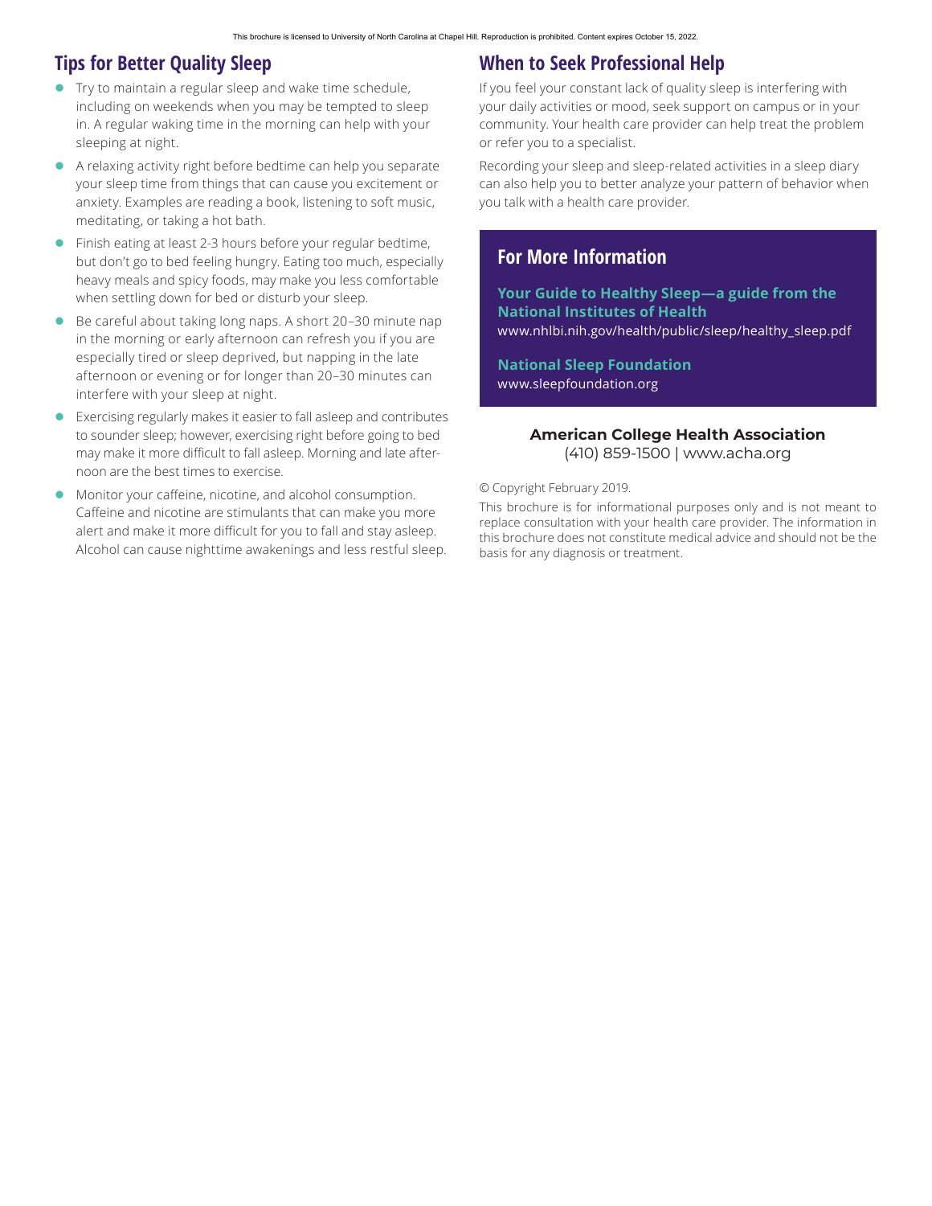## Tips for Better Quality Sleep

- Try to maintain a regular sleep and wake time schedule, including on weekends when you may be tempted to sleep in. A regular waking time in the morning can help with your sleeping at night.
- A relaxing activity right before bedtime can help you separate your sleep time from things that can cause you excitement or anxiety. Examples are reading a book, listening to soft music, meditating, or taking a hot bath.
- Finish eating at least 2-3 hours before your regular bedtime, but don't go to bed feeling hungry. Eating too much, especially heavy meals and spicy foods, may make you less comfortable when settling down for bed or disturb your sleep.
- Be careful about taking long naps. A short 20–30 minute nap in the morning or early afternoon can refresh you if you are especially tired or sleep deprived, but napping in the late afternoon or evening or for longer than 20–30 minutes can interfere with your sleep at night.
- Exercising regularly makes it easier to fall asleep and contributes to sounder sleep; however, exercising right before going to bed may make it more difficult to fall asleep. Morning and late afternoon are the best times to exercise.
- Monitor your caffeine, nicotine, and alcohol consumption. Caffeine and nicotine are stimulants that can make you more alert and make it more difficult for you to fall and stay asleep. Alcohol can cause nighttime awakenings and less restful sleep.

## When to Seek Professional Help

If you feel your constant lack of quality sleep is interfering with your daily activities or mood, seek support on campus or in your community. Your health care provider can help treat the problem or refer you to a specialist.

Recording your sleep and sleep-related activities in a sleep diary can also help you to better analyze your pattern of behavior when you talk with a health care provider.

### For More Information

**Your Guide to Healthy Sleep—a guide from the National Institutes of Health**
www.nhlbi.nih.gov/health/public/sleep/healthy_sleep.pdf

**National Sleep Foundation**
www.sleepfoundation.org

**American College Health Association**
(410) 859-1500 | www.acha.org

© Copyright February 2019.

This brochure is for informational purposes only and is not meant to replace consultation with your health care provider. The information in this brochure does not constitute medical advice and should not be the basis for any diagnosis or treatment.